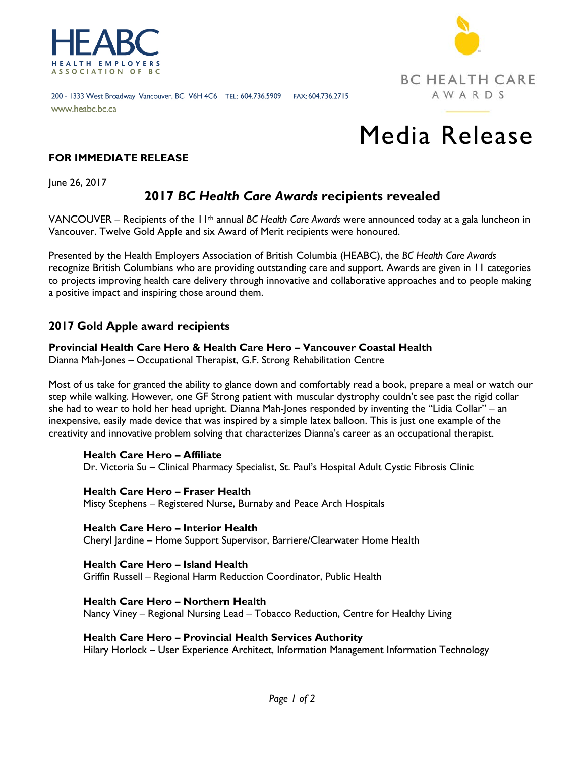HEABC
HEALTH EMPLOYERS ASSOCIATION OF BC

200 - 1333 West Broadway Vancouver, BC V6H 4C6 TEL: 604.736.5909 FAX: 604.736.2715
www.heabc.bc.ca

BC HEALTH CARE AWARDS

# Media Release

**FOR IMMEDIATE RELEASE**

June 26, 2017

## 2017 *BC Health Care Awards* recipients revealed

VANCOUVER – Recipients of the 11th annual *BC Health Care Awards* were announced today at a gala luncheon in Vancouver. Twelve Gold Apple and six Award of Merit recipients were honoured.

Presented by the Health Employers Association of British Columbia (HEABC), the *BC Health Care Awards* recognize British Columbians who are providing outstanding care and support. Awards are given in 11 categories to projects improving health care delivery through innovative and collaborative approaches and to people making a positive impact and inspiring those around them.

### 2017 Gold Apple award recipients

**Provincial Health Care Hero & Health Care Hero – Vancouver Coastal Health**
Dianna Mah-Jones – Occupational Therapist, G.F. Strong Rehabilitation Centre

Most of us take for granted the ability to glance down and comfortably read a book, prepare a meal or watch our step while walking. However, one GF Strong patient with muscular dystrophy couldn't see past the rigid collar she had to wear to hold her head upright. Dianna Mah-Jones responded by inventing the "Lidia Collar" – an inexpensive, easily made device that was inspired by a simple latex balloon. This is just one example of the creativity and innovative problem solving that characterizes Dianna's career as an occupational therapist.

**Health Care Hero – Affiliate**
Dr. Victoria Su – Clinical Pharmacy Specialist, St. Paul's Hospital Adult Cystic Fibrosis Clinic

**Health Care Hero – Fraser Health**
Misty Stephens – Registered Nurse, Burnaby and Peace Arch Hospitals

**Health Care Hero – Interior Health**
Cheryl Jardine – Home Support Supervisor, Barriere/Clearwater Home Health

**Health Care Hero – Island Health**
Griffin Russell – Regional Harm Reduction Coordinator, Public Health

**Health Care Hero – Northern Health**
Nancy Viney – Regional Nursing Lead – Tobacco Reduction, Centre for Healthy Living

**Health Care Hero – Provincial Health Services Authority**
Hilary Horlock – User Experience Architect, Information Management Information Technology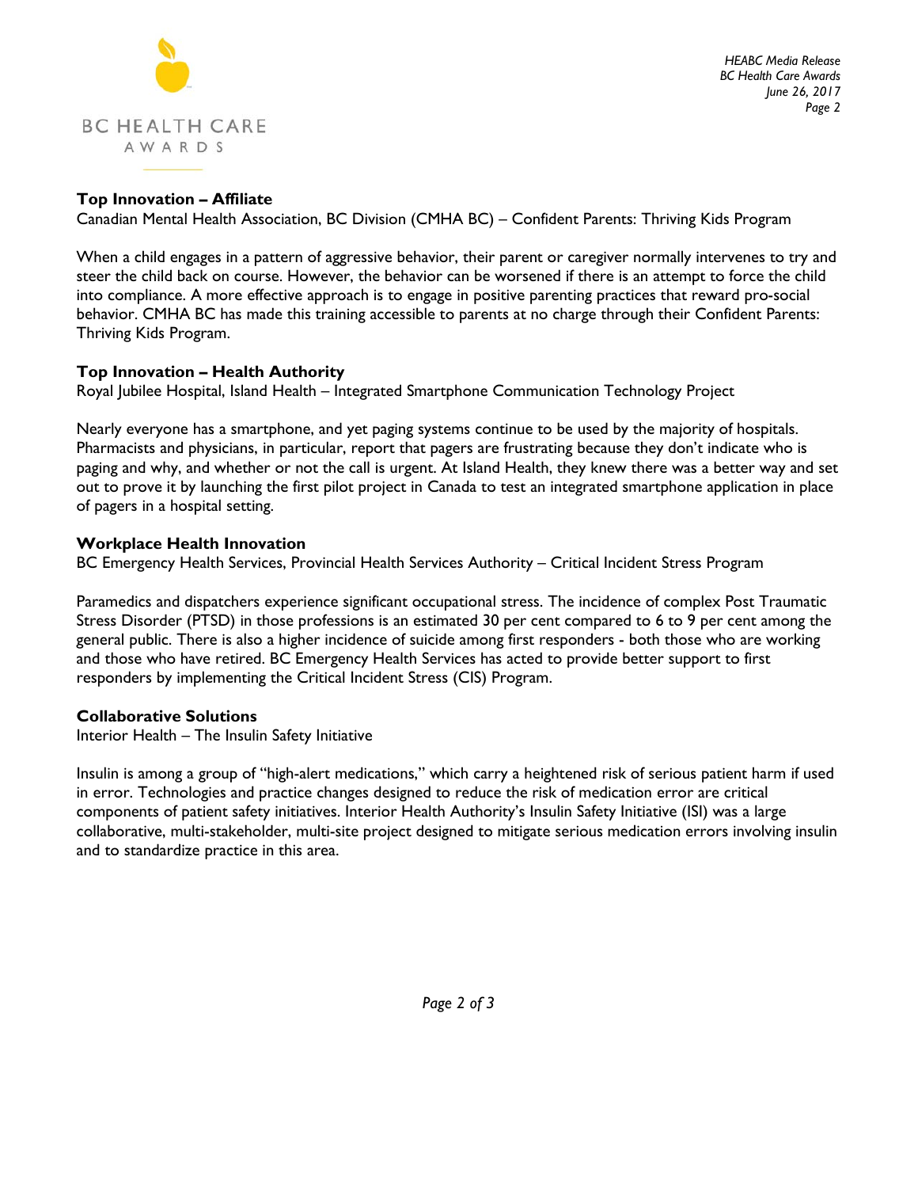### Top Innovation – Affiliate

Canadian Mental Health Association, BC Division (CMHA BC) – Confident Parents: Thriving Kids Program

When a child engages in a pattern of aggressive behavior, their parent or caregiver normally intervenes to try and steer the child back on course. However, the behavior can be worsened if there is an attempt to force the child into compliance. A more effective approach is to engage in positive parenting practices that reward pro-social behavior. CMHA BC has made this training accessible to parents at no charge through their Confident Parents: Thriving Kids Program.

### Top Innovation – Health Authority

Royal Jubilee Hospital, Island Health – Integrated Smartphone Communication Technology Project

Nearly everyone has a smartphone, and yet paging systems continue to be used by the majority of hospitals. Pharmacists and physicians, in particular, report that pagers are frustrating because they don't indicate who is paging and why, and whether or not the call is urgent. At Island Health, they knew there was a better way and set out to prove it by launching the first pilot project in Canada to test an integrated smartphone application in place of pagers in a hospital setting.

### Workplace Health Innovation

BC Emergency Health Services, Provincial Health Services Authority – Critical Incident Stress Program

Paramedics and dispatchers experience significant occupational stress. The incidence of complex Post Traumatic Stress Disorder (PTSD) in those professions is an estimated 30 per cent compared to 6 to 9 per cent among the general public. There is also a higher incidence of suicide among first responders - both those who are working and those who have retired. BC Emergency Health Services has acted to provide better support to first responders by implementing the Critical Incident Stress (CIS) Program.

### Collaborative Solutions

Interior Health – The Insulin Safety Initiative

Insulin is among a group of "high-alert medications," which carry a heightened risk of serious patient harm if used in error. Technologies and practice changes designed to reduce the risk of medication error are critical components of patient safety initiatives. Interior Health Authority's Insulin Safety Initiative (ISI) was a large collaborative, multi-stakeholder, multi-site project designed to mitigate serious medication errors involving insulin and to standardize practice in this area.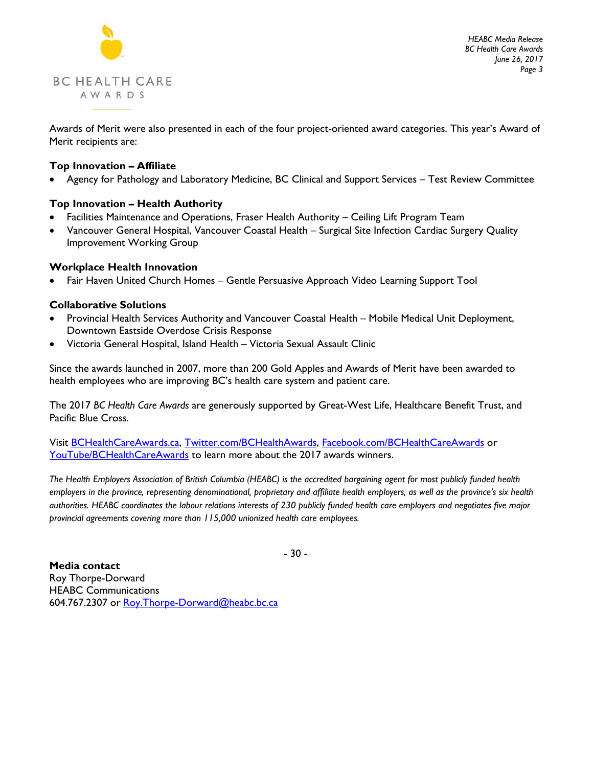Awards of Merit were also presented in each of the four project-oriented award categories. This year's Award of Merit recipients are:

**Top Innovation – Affiliate**

- Agency for Pathology and Laboratory Medicine, BC Clinical and Support Services – Test Review Committee

**Top Innovation – Health Authority**

- Facilities Maintenance and Operations, Fraser Health Authority – Ceiling Lift Program Team
- Vancouver General Hospital, Vancouver Coastal Health – Surgical Site Infection Cardiac Surgery Quality Improvement Working Group

**Workplace Health Innovation**

- Fair Haven United Church Homes – Gentle Persuasive Approach Video Learning Support Tool

**Collaborative Solutions**

- Provincial Health Services Authority and Vancouver Coastal Health – Mobile Medical Unit Deployment, Downtown Eastside Overdose Crisis Response
- Victoria General Hospital, Island Health – Victoria Sexual Assault Clinic

Since the awards launched in 2007, more than 200 Gold Apples and Awards of Merit have been awarded to health employees who are improving BC's health care system and patient care.

The 2017 *BC Health Care Awards* are generously supported by Great-West Life, Healthcare Benefit Trust, and Pacific Blue Cross.

Visit [BCHealthCareAwards.ca](http://BCHealthCareAwards.ca), [Twitter.com/BCHealthAwards](http://Twitter.com/BCHealthAwards), [Facebook.com/BCHealthCareAwards](http://Facebook.com/BCHealthCareAwards) or [YouTube/BCHealthCareAwards](http://YouTube/BCHealthCareAwards) to learn more about the 2017 awards winners.

*The Health Employers Association of British Columbia (HEABC) is the accredited bargaining agent for most publicly funded health employers in the province, representing denominational, proprietary and affiliate health employers, as well as the province's six health authorities. HEABC coordinates the labour relations interests of 230 publicly funded health care employers and negotiates five major provincial agreements covering more than 115,000 unionized health care employees.*

\- 30 -

**Media contact**
Roy Thorpe-Dorward
HEABC Communications
604.767.2307 or [Roy.Thorpe-Dorward@heabc.bc.ca](mailto:Roy.Thorpe-Dorward@heabc.bc.ca)